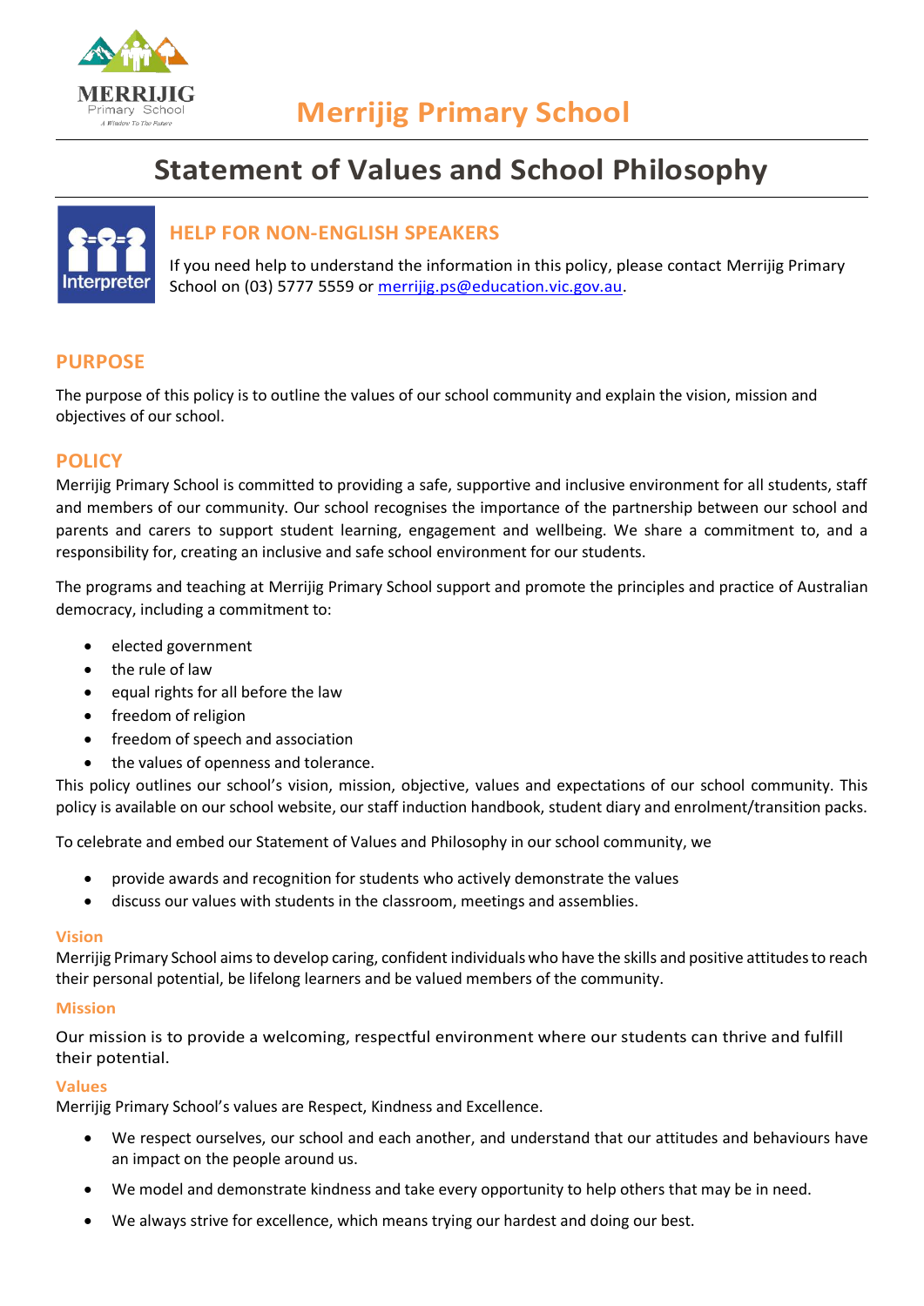MERRIJIG
Primary School
A Window To The Future

# Merrijig Primary School

# Statement of Values and School Philosophy

## HELP FOR NON-ENGLISH SPEAKERS

If you need help to understand the information in this policy, please contact Merrijig Primary School on (03) 5777 5559 or merrijig.ps@education.vic.gov.au.

## PURPOSE

The purpose of this policy is to outline the values of our school community and explain the vision, mission and objectives of our school.

## POLICY

Merrijig Primary School is committed to providing a safe, supportive and inclusive environment for all students, staff and members of our community. Our school recognises the importance of the partnership between our school and parents and carers to support student learning, engagement and wellbeing. We share a commitment to, and a responsibility for, creating an inclusive and safe school environment for our students.

The programs and teaching at Merrijig Primary School support and promote the principles and practice of Australian democracy, including a commitment to:

- elected government
- the rule of law
- equal rights for all before the law
- freedom of religion
- freedom of speech and association
- the values of openness and tolerance.

This policy outlines our school's vision, mission, objective, values and expectations of our school community. This policy is available on our school website, our staff induction handbook, student diary and enrolment/transition packs.

To celebrate and embed our Statement of Values and Philosophy in our school community, we

- provide awards and recognition for students who actively demonstrate the values
- discuss our values with students in the classroom, meetings and assemblies.

### Vision

Merrijig Primary School aims to develop caring, confident individuals who have the skills and positive attitudes to reach their personal potential, be lifelong learners and be valued members of the community.

### Mission

Our mission is to provide a welcoming, respectful environment where our students can thrive and fulfill their potential.

### Values

Merrijig Primary School's values are Respect, Kindness and Excellence.

- We respect ourselves, our school and each another, and understand that our attitudes and behaviours have an impact on the people around us.
- We model and demonstrate kindness and take every opportunity to help others that may be in need.
- We always strive for excellence, which means trying our hardest and doing our best.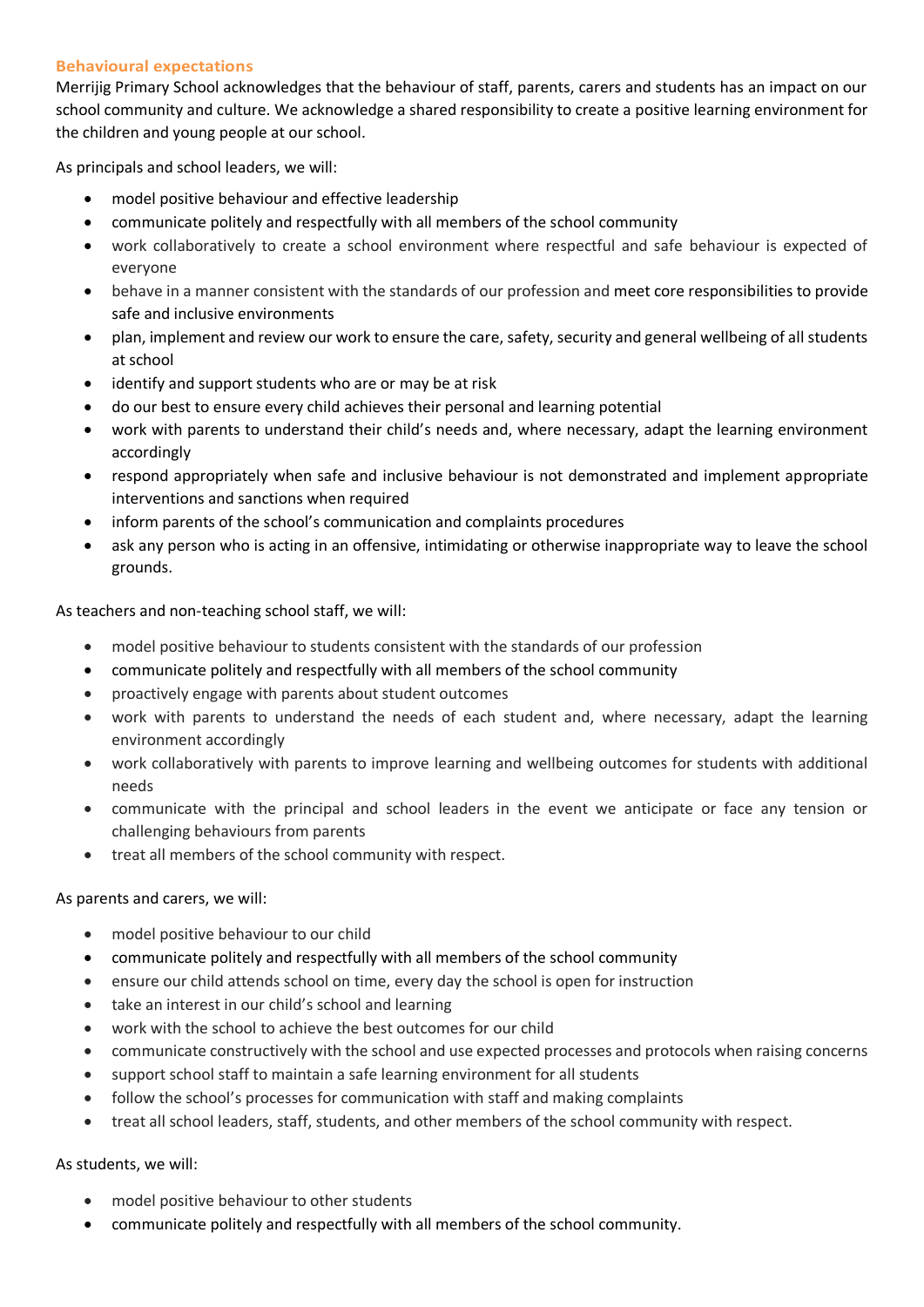## Behavioural expectations

Merrijig Primary School acknowledges that the behaviour of staff, parents, carers and students has an impact on our school community and culture. We acknowledge a shared responsibility to create a positive learning environment for the children and young people at our school.

As principals and school leaders, we will:

- model positive behaviour and effective leadership
- communicate politely and respectfully with all members of the school community
- work collaboratively to create a school environment where respectful and safe behaviour is expected of everyone
- behave in a manner consistent with the standards of our profession and meet core responsibilities to provide safe and inclusive environments
- plan, implement and review our work to ensure the care, safety, security and general wellbeing of all students at school
- identify and support students who are or may be at risk
- do our best to ensure every child achieves their personal and learning potential
- work with parents to understand their child's needs and, where necessary, adapt the learning environment accordingly
- respond appropriately when safe and inclusive behaviour is not demonstrated and implement appropriate interventions and sanctions when required
- inform parents of the school's communication and complaints procedures
- ask any person who is acting in an offensive, intimidating or otherwise inappropriate way to leave the school grounds.

As teachers and non-teaching school staff, we will:

- model positive behaviour to students consistent with the standards of our profession
- communicate politely and respectfully with all members of the school community
- proactively engage with parents about student outcomes
- work with parents to understand the needs of each student and, where necessary, adapt the learning environment accordingly
- work collaboratively with parents to improve learning and wellbeing outcomes for students with additional needs
- communicate with the principal and school leaders in the event we anticipate or face any tension or challenging behaviours from parents
- treat all members of the school community with respect.

As parents and carers, we will:

- model positive behaviour to our child
- communicate politely and respectfully with all members of the school community
- ensure our child attends school on time, every day the school is open for instruction
- take an interest in our child's school and learning
- work with the school to achieve the best outcomes for our child
- communicate constructively with the school and use expected processes and protocols when raising concerns
- support school staff to maintain a safe learning environment for all students
- follow the school's processes for communication with staff and making complaints
- treat all school leaders, staff, students, and other members of the school community with respect.

As students, we will:

- model positive behaviour to other students
- communicate politely and respectfully with all members of the school community.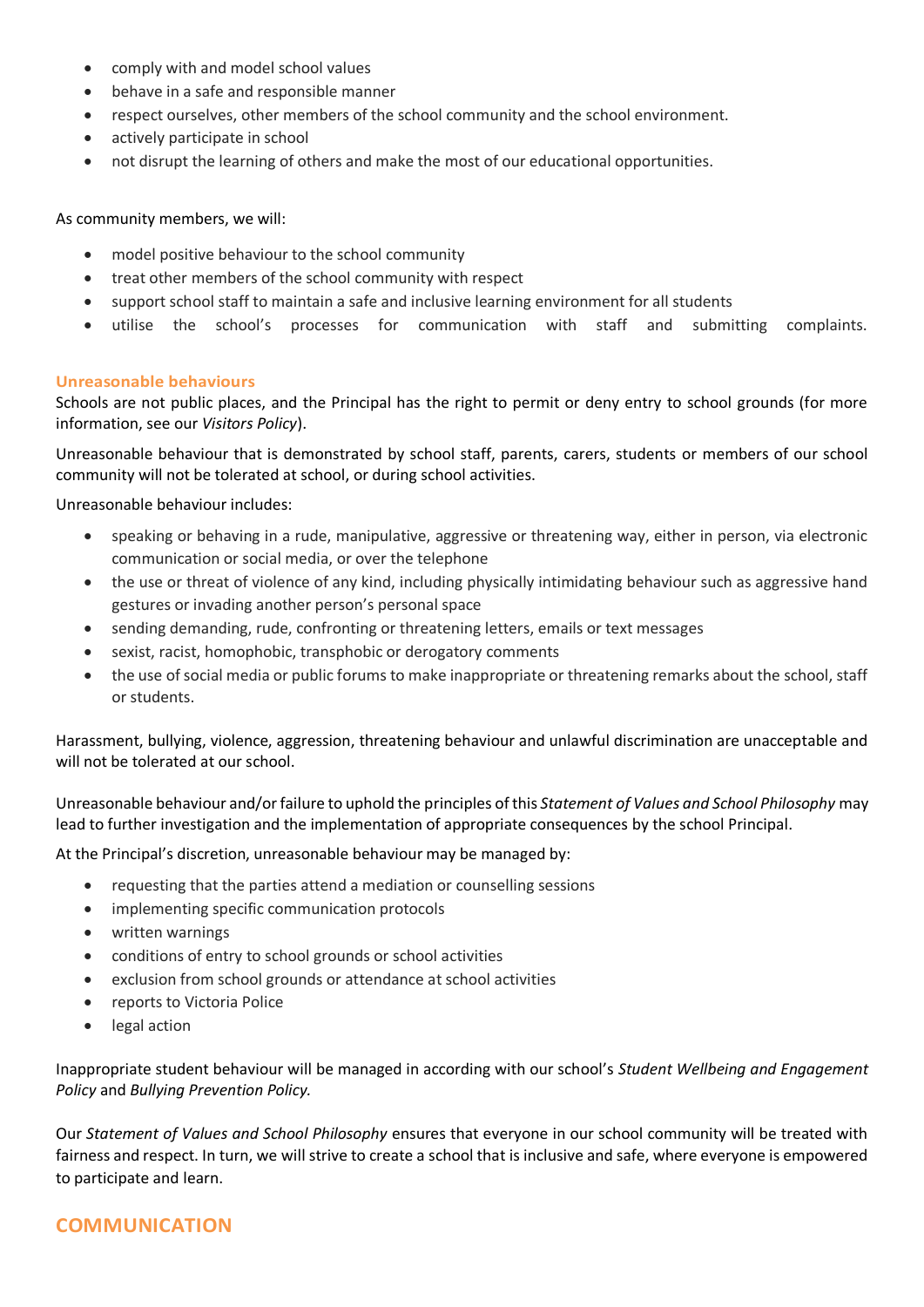- comply with and model school values
- behave in a safe and responsible manner
- respect ourselves, other members of the school community and the school environment.
- actively participate in school
- not disrupt the learning of others and make the most of our educational opportunities.

As community members, we will:

- model positive behaviour to the school community
- treat other members of the school community with respect
- support school staff to maintain a safe and inclusive learning environment for all students
- utilise the school's processes for communication with staff and submitting complaints.

### Unreasonable behaviours

Schools are not public places, and the Principal has the right to permit or deny entry to school grounds (for more information, see our *Visitors Policy*).

Unreasonable behaviour that is demonstrated by school staff, parents, carers, students or members of our school community will not be tolerated at school, or during school activities.

Unreasonable behaviour includes:

- speaking or behaving in a rude, manipulative, aggressive or threatening way, either in person, via electronic communication or social media, or over the telephone
- the use or threat of violence of any kind, including physically intimidating behaviour such as aggressive hand gestures or invading another person's personal space
- sending demanding, rude, confronting or threatening letters, emails or text messages
- sexist, racist, homophobic, transphobic or derogatory comments
- the use of social media or public forums to make inappropriate or threatening remarks about the school, staff or students.

Harassment, bullying, violence, aggression, threatening behaviour and unlawful discrimination are unacceptable and will not be tolerated at our school.

Unreasonable behaviour and/or failure to uphold the principles of this *Statement of Values and School Philosophy* may lead to further investigation and the implementation of appropriate consequences by the school Principal.

At the Principal's discretion, unreasonable behaviour may be managed by:

- requesting that the parties attend a mediation or counselling sessions
- implementing specific communication protocols
- written warnings
- conditions of entry to school grounds or school activities
- exclusion from school grounds or attendance at school activities
- reports to Victoria Police
- legal action

Inappropriate student behaviour will be managed in according with our school's *Student Wellbeing and Engagement Policy* and *Bullying Prevention Policy.*

Our *Statement of Values and School Philosophy* ensures that everyone in our school community will be treated with fairness and respect. In turn, we will strive to create a school that is inclusive and safe, where everyone is empowered to participate and learn.

## COMMUNICATION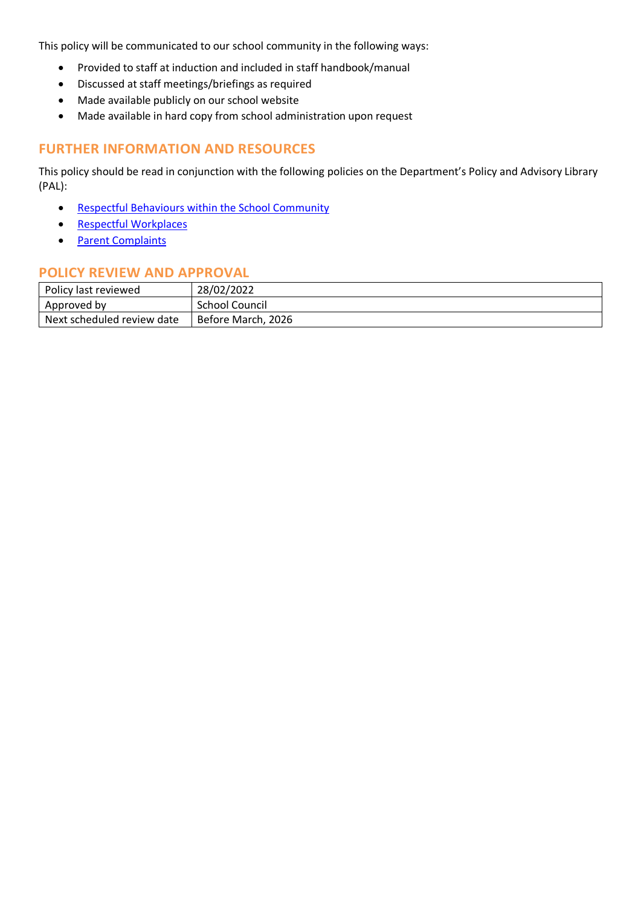This policy will be communicated to our school community in the following ways:

- Provided to staff at induction and included in staff handbook/manual
- Discussed at staff meetings/briefings as required
- Made available publicly on our school website
- Made available in hard copy from school administration upon request

## FURTHER INFORMATION AND RESOURCES

This policy should be read in conjunction with the following policies on the Department's Policy and Advisory Library (PAL):

- Respectful Behaviours within the School Community
- Respectful Workplaces
- Parent Complaints

## POLICY REVIEW AND APPROVAL

| | |
|---|---|
| Policy last reviewed | 28/02/2022 |
| Approved by | School Council |
| Next scheduled review date | Before March, 2026 |